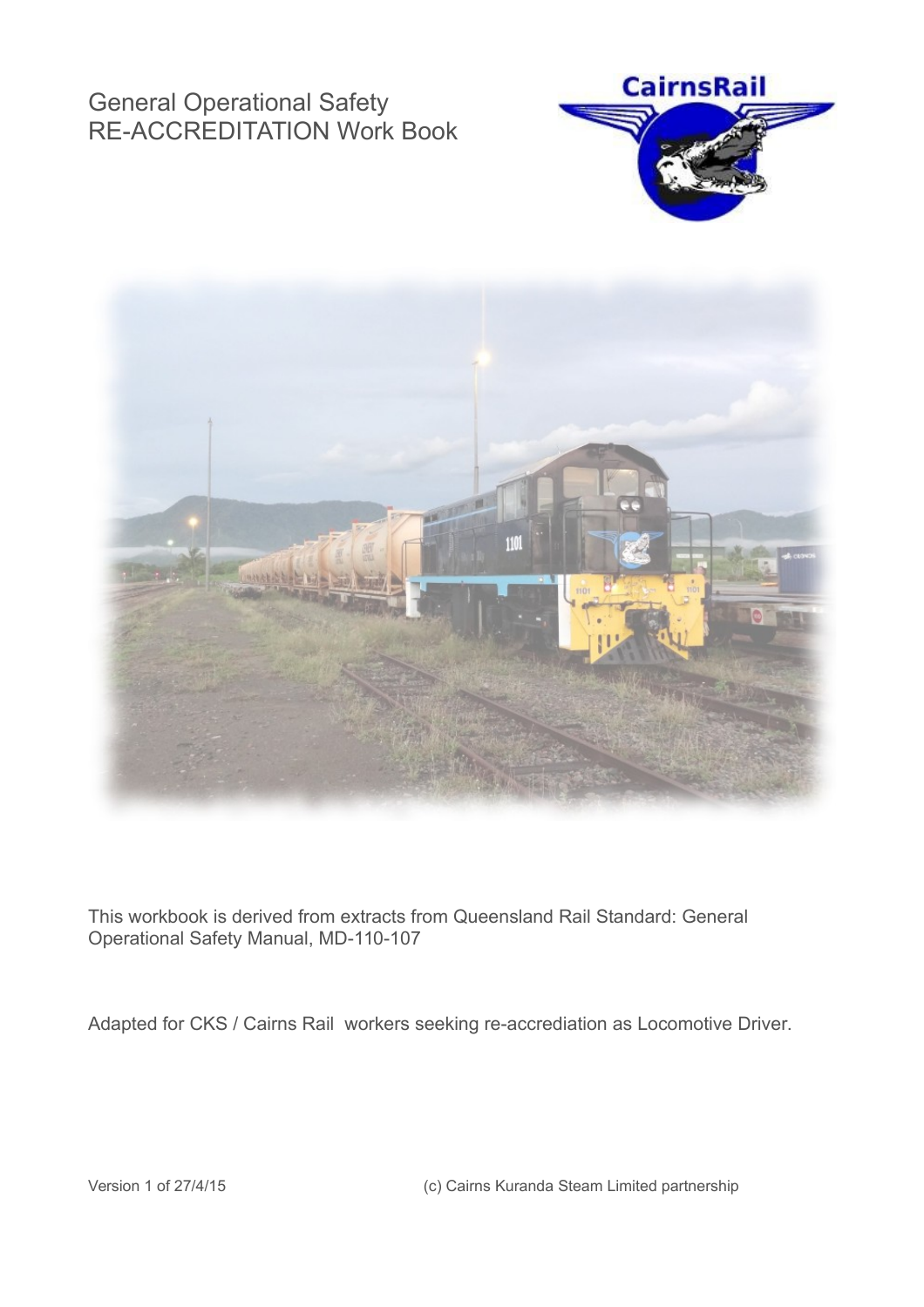# General Operational Safety RE-ACCREDITATION Work Book

This workbook is derived from extracts from Queensland Rail Standard: General Operational Safety Manual, MD-110-107

Adapted for CKS / Cairns Rail workers seeking re-accrediation as Locomotive Driver.

Version 1 of 27/4/15

(c) Cairns Kuranda Steam Limited partnership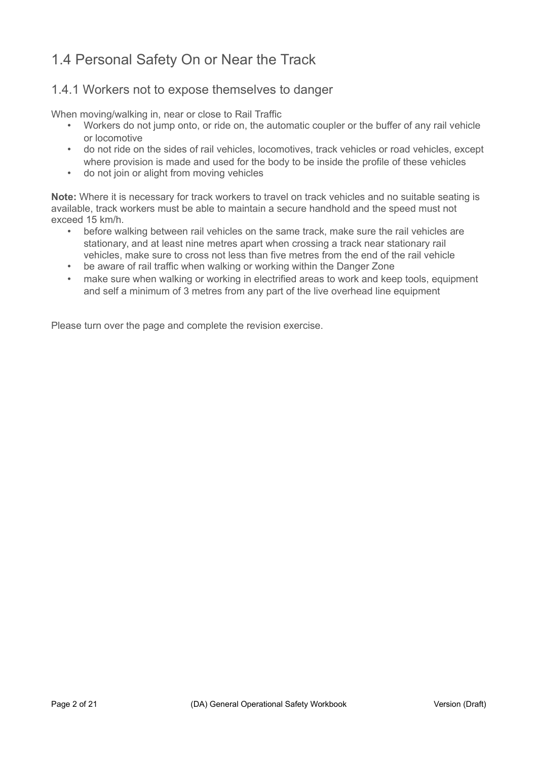## 1.4 Personal Safety On or Near the Track

### 1.4.1 Workers not to expose themselves to danger

When moving/walking in, near or close to Rail Traffic

- Workers do not jump onto, or ride on, the automatic coupler or the buffer of any rail vehicle or locomotive
- do not ride on the sides of rail vehicles, locomotives, track vehicles or road vehicles, except where provision is made and used for the body to be inside the profile of these vehicles
- do not join or alight from moving vehicles

**Note:** Where it is necessary for track workers to travel on track vehicles and no suitable seating is available, track workers must be able to maintain a secure handhold and the speed must not exceed 15 km/h.

- before walking between rail vehicles on the same track, make sure the rail vehicles are stationary, and at least nine metres apart when crossing a track near stationary rail vehicles, make sure to cross not less than five metres from the end of the rail vehicle
- be aware of rail traffic when walking or working within the Danger Zone
- make sure when walking or working in electrified areas to work and keep tools, equipment and self a minimum of 3 metres from any part of the live overhead line equipment

Please turn over the page and complete the revision exercise.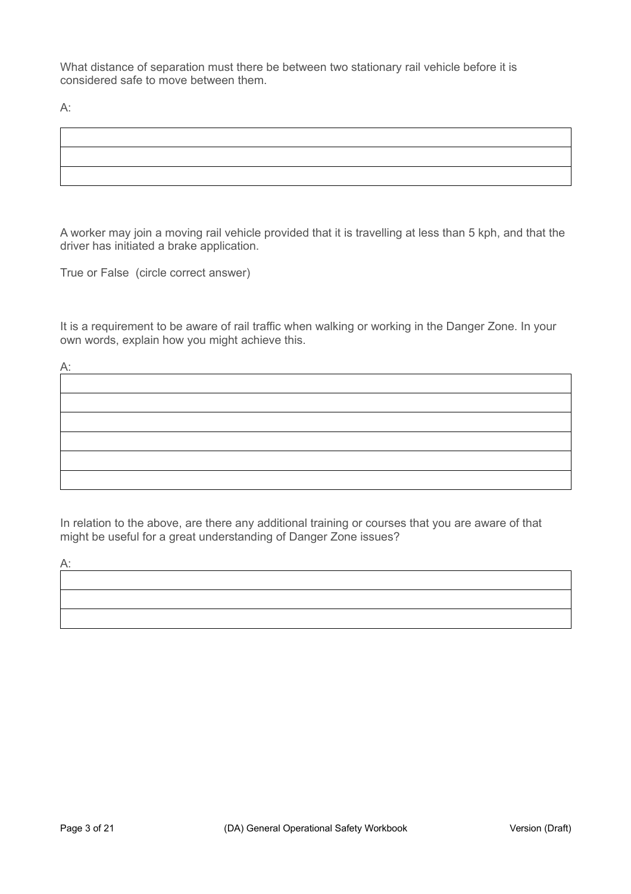What distance of separation must there be between two stationary rail vehicle before it is considered safe to move between them.

A:

|  |
|---|
|  |
|  |

A worker may join a moving rail vehicle provided that it is travelling at less than 5 kph, and that the driver has initiated a brake application.

True or False (circle correct answer)

It is a requirement to be aware of rail traffic when walking or working in the Danger Zone. In your own words, explain how you might achieve this.

A:

|  |
|---|
|  |
|  |
|  |
|  |
|  |

In relation to the above, are there any additional training or courses that you are aware of that might be useful for a great understanding of Danger Zone issues?

A:

|  |
|---|
|  |
|  |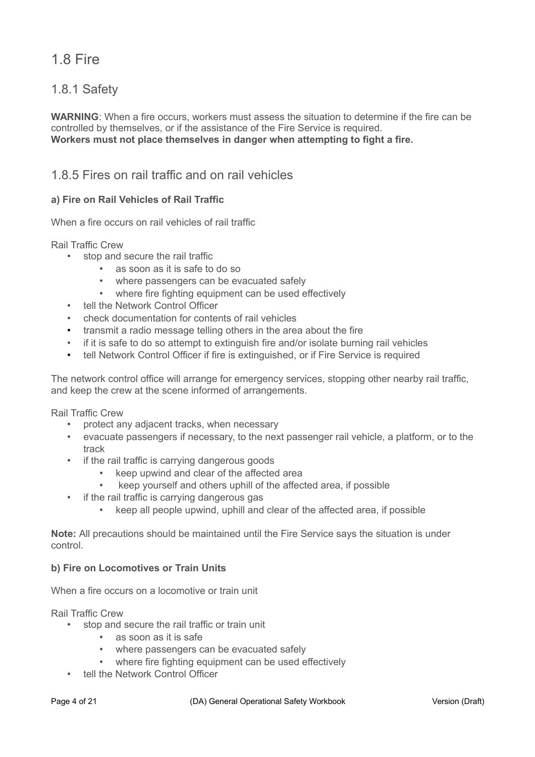# 1.8 Fire

## 1.8.1 Safety

**WARNING**: When a fire occurs, workers must assess the situation to determine if the fire can be controlled by themselves, or if the assistance of the Fire Service is required.
**Workers must not place themselves in danger when attempting to fight a fire.**

## 1.8.5 Fires on rail traffic and on rail vehicles

### a) Fire on Rail Vehicles of Rail Traffic

When a fire occurs on rail vehicles of rail traffic

Rail Traffic Crew

- stop and secure the rail traffic
    - as soon as it is safe to do so
    - where passengers can be evacuated safely
    - where fire fighting equipment can be used effectively
- tell the Network Control Officer
- check documentation for contents of rail vehicles
- transmit a radio message telling others in the area about the fire
- if it is safe to do so attempt to extinguish fire and/or isolate burning rail vehicles
- tell Network Control Officer if fire is extinguished, or if Fire Service is required

The network control office will arrange for emergency services, stopping other nearby rail traffic, and keep the crew at the scene informed of arrangements.

Rail Traffic Crew

- protect any adjacent tracks, when necessary
- evacuate passengers if necessary, to the next passenger rail vehicle, a platform, or to the track
- if the rail traffic is carrying dangerous goods
    - keep upwind and clear of the affected area
    - keep yourself and others uphill of the affected area, if possible
- if the rail traffic is carrying dangerous gas
    - keep all people upwind, uphill and clear of the affected area, if possible

**Note:** All precautions should be maintained until the Fire Service says the situation is under control.

### b) Fire on Locomotives or Train Units

When a fire occurs on a locomotive or train unit

Rail Traffic Crew

- stop and secure the rail traffic or train unit
    - as soon as it is safe
    - where passengers can be evacuated safely
    - where fire fighting equipment can be used effectively
- tell the Network Control Officer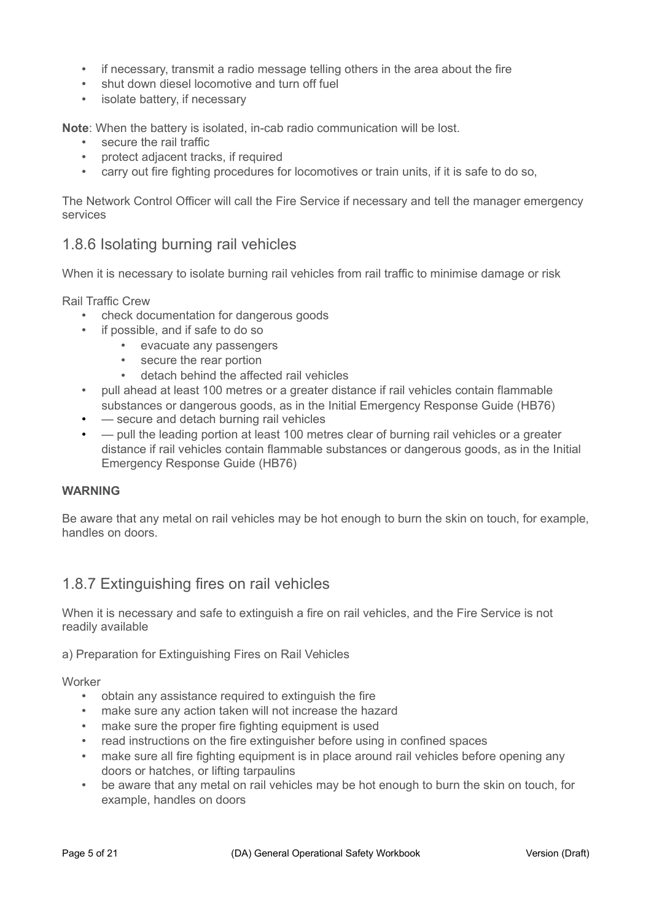- if necessary, transmit a radio message telling others in the area about the fire
- shut down diesel locomotive and turn off fuel
- isolate battery, if necessary

**Note**: When the battery is isolated, in-cab radio communication will be lost.

- secure the rail traffic
- protect adjacent tracks, if required
- carry out fire fighting procedures for locomotives or train units, if it is safe to do so,

The Network Control Officer will call the Fire Service if necessary and tell the manager emergency services

## 1.8.6 Isolating burning rail vehicles

When it is necessary to isolate burning rail vehicles from rail traffic to minimise damage or risk

Rail Traffic Crew

- check documentation for dangerous goods
- if possible, and if safe to do so
  - evacuate any passengers
  - secure the rear portion
  - detach behind the affected rail vehicles
- pull ahead at least 100 metres or a greater distance if rail vehicles contain flammable substances or dangerous goods, as in the Initial Emergency Response Guide (HB76)
- — secure and detach burning rail vehicles
- — pull the leading portion at least 100 metres clear of burning rail vehicles or a greater distance if rail vehicles contain flammable substances or dangerous goods, as in the Initial Emergency Response Guide (HB76)

**WARNING**

Be aware that any metal on rail vehicles may be hot enough to burn the skin on touch, for example, handles on doors.

## 1.8.7 Extinguishing fires on rail vehicles

When it is necessary and safe to extinguish a fire on rail vehicles, and the Fire Service is not readily available

a) Preparation for Extinguishing Fires on Rail Vehicles

Worker

- obtain any assistance required to extinguish the fire
- make sure any action taken will not increase the hazard
- make sure the proper fire fighting equipment is used
- read instructions on the fire extinguisher before using in confined spaces
- make sure all fire fighting equipment is in place around rail vehicles before opening any doors or hatches, or lifting tarpaulins
- be aware that any metal on rail vehicles may be hot enough to burn the skin on touch, for example, handles on doors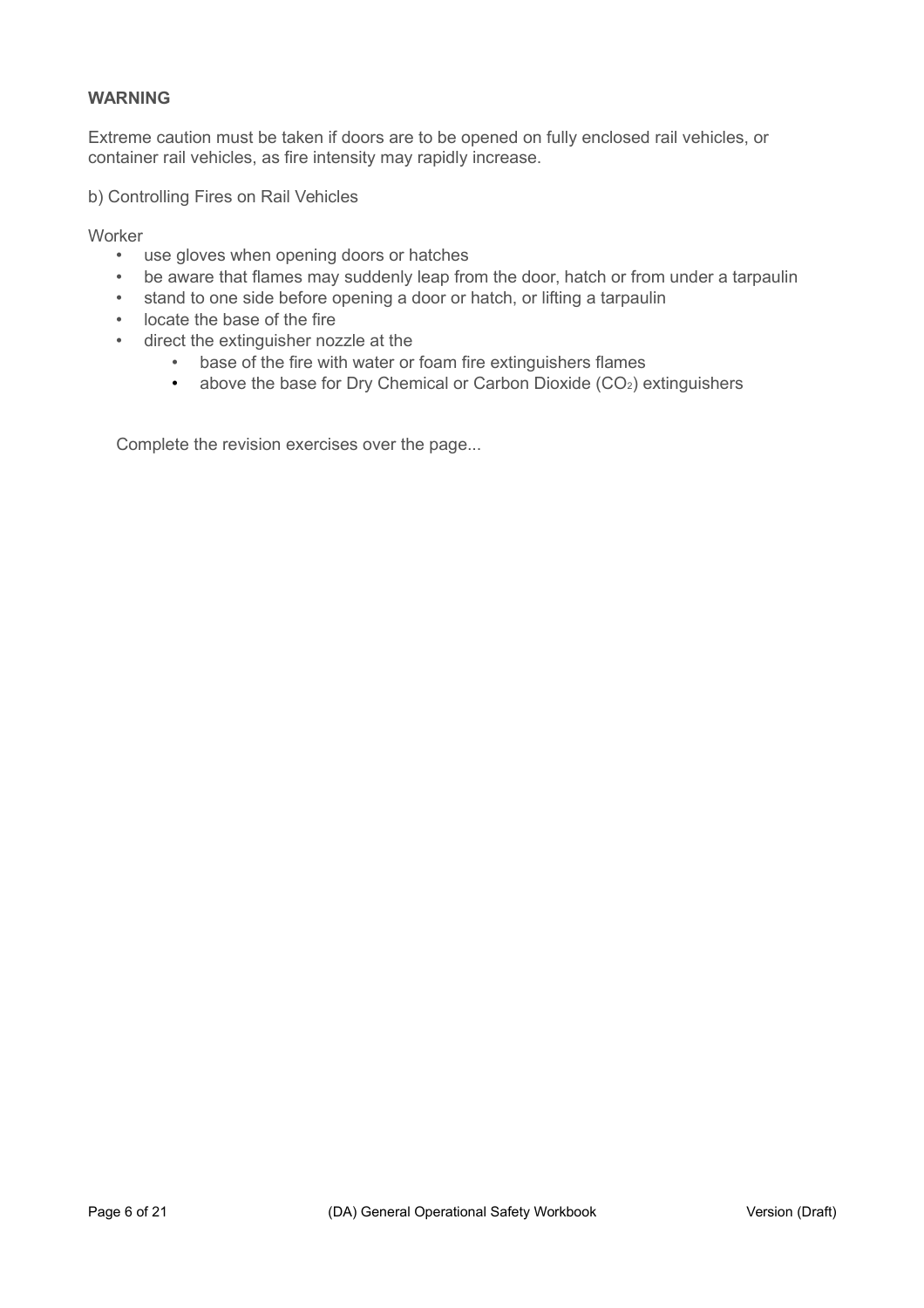**WARNING**

Extreme caution must be taken if doors are to be opened on fully enclosed rail vehicles, or container rail vehicles, as fire intensity may rapidly increase.

b) Controlling Fires on Rail Vehicles

Worker

- use gloves when opening doors or hatches
- be aware that flames may suddenly leap from the door, hatch or from under a tarpaulin
- stand to one side before opening a door or hatch, or lifting a tarpaulin
- locate the base of the fire
- direct the extinguisher nozzle at the
    - base of the fire with water or foam fire extinguishers flames
    - above the base for Dry Chemical or Carbon Dioxide ($CO_2$) extinguishers

Complete the revision exercises over the page...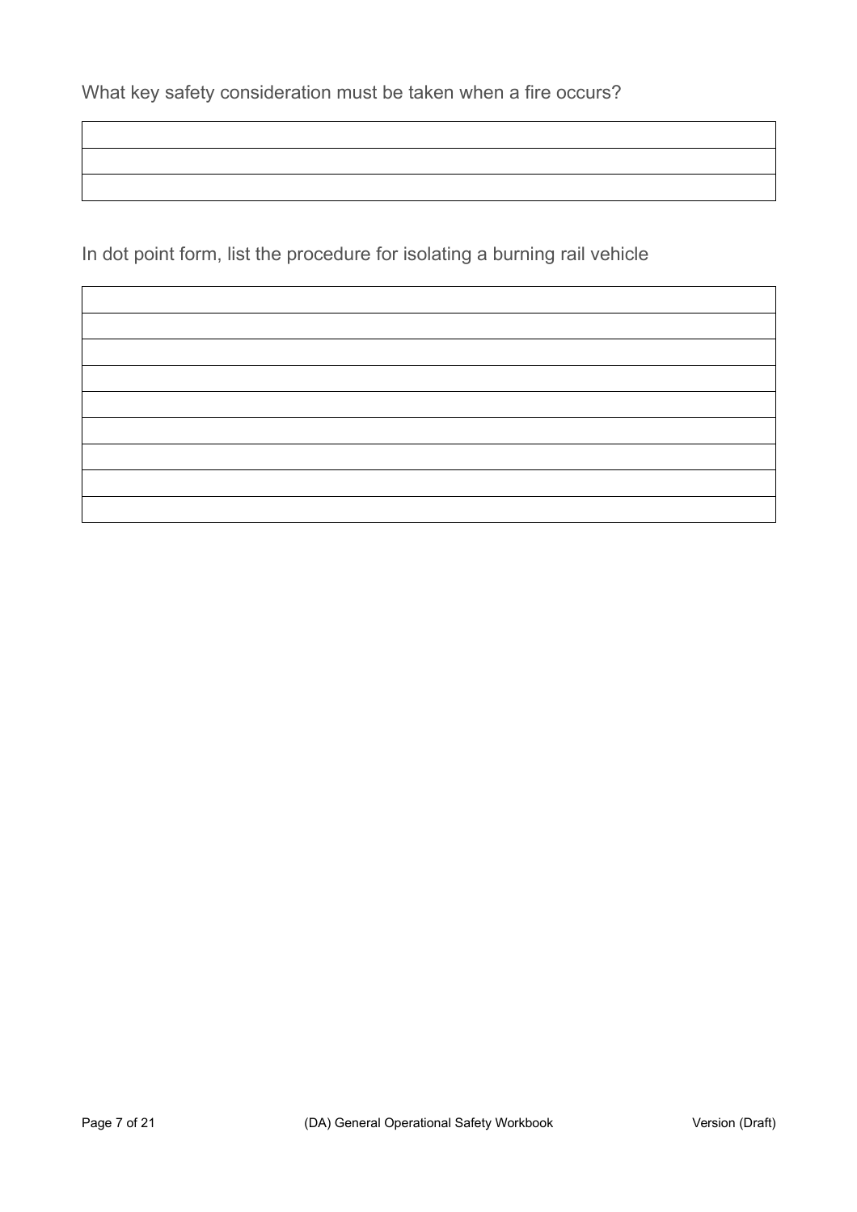What key safety consideration must be taken when a fire occurs?

| |
|---|
| |
| |
| |

In dot point form, list the procedure for isolating a burning rail vehicle

| |
|---|
| |
| |
| |
| |
| |
| |
| |
| |
| |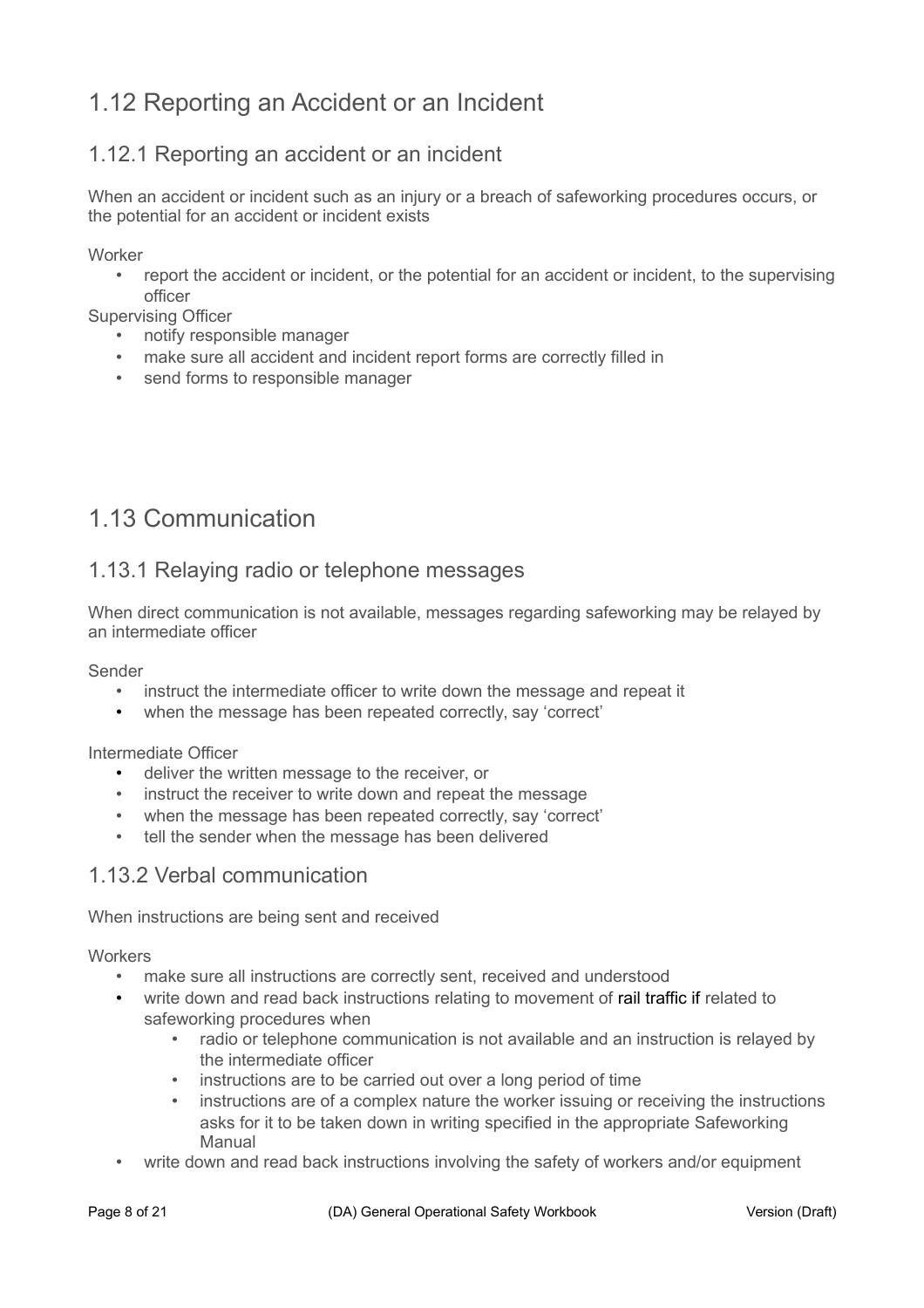# 1.12 Reporting an Accident or an Incident

## 1.12.1 Reporting an accident or an incident

When an accident or incident such as an injury or a breach of safeworking procedures occurs, or the potential for an accident or incident exists

Worker

- report the accident or incident, or the potential for an accident or incident, to the supervising officer

Supervising Officer

- notify responsible manager
- make sure all accident and incident report forms are correctly filled in
- send forms to responsible manager

# 1.13 Communication

## 1.13.1 Relaying radio or telephone messages

When direct communication is not available, messages regarding safeworking may be relayed by an intermediate officer

Sender

- instruct the intermediate officer to write down the message and repeat it
- when the message has been repeated correctly, say 'correct'

Intermediate Officer

- deliver the written message to the receiver, or
- instruct the receiver to write down and repeat the message
- when the message has been repeated correctly, say 'correct'
- tell the sender when the message has been delivered

## 1.13.2 Verbal communication

When instructions are being sent and received

Workers

- make sure all instructions are correctly sent, received and understood
- write down and read back instructions relating to movement of rail traffic if related to safeworking procedures when
  - radio or telephone communication is not available and an instruction is relayed by the intermediate officer
  - instructions are to be carried out over a long period of time
  - instructions are of a complex nature the worker issuing or receiving the instructions asks for it to be taken down in writing specified in the appropriate Safeworking Manual
- write down and read back instructions involving the safety of workers and/or equipment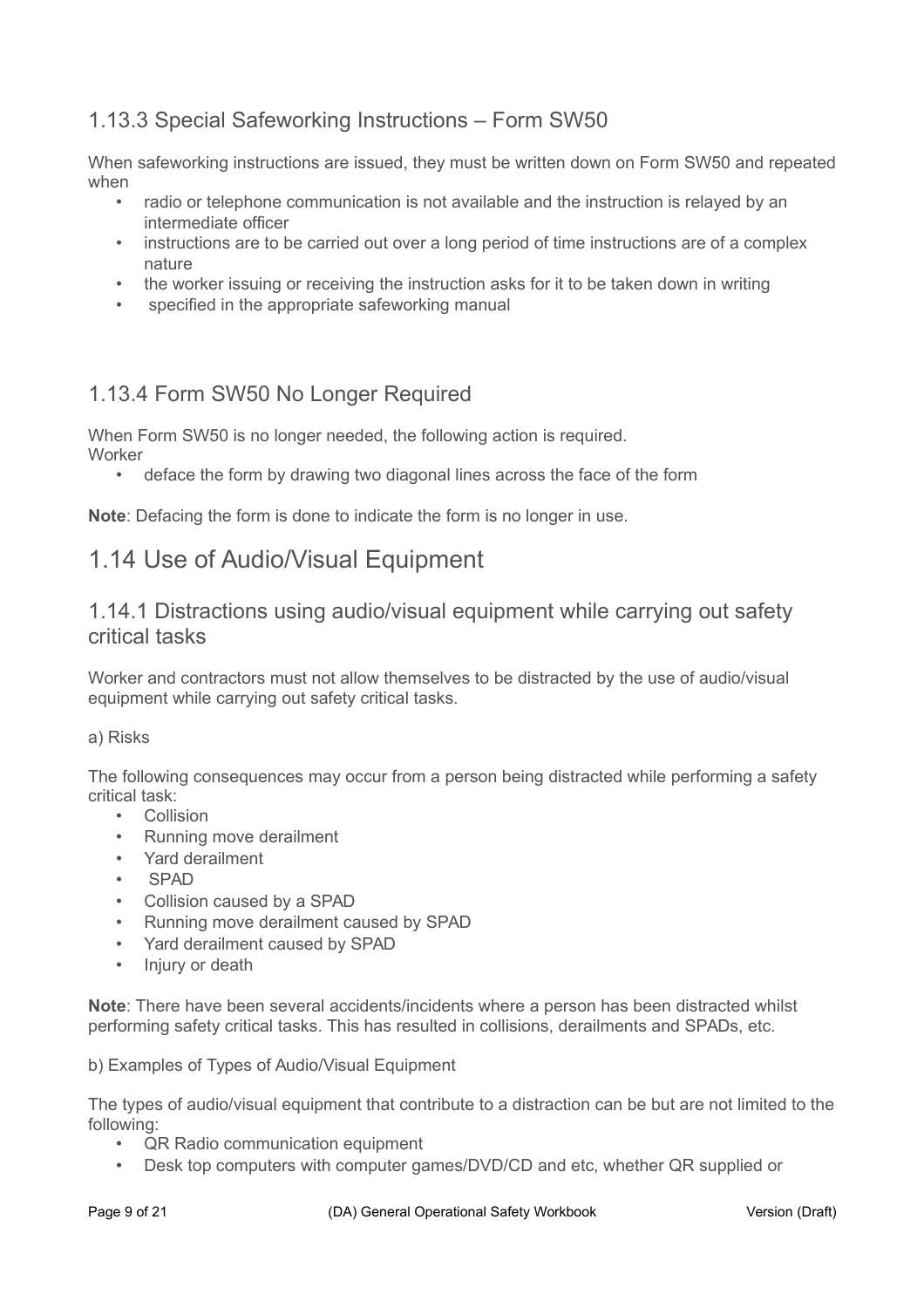### 1.13.3 Special Safeworking Instructions – Form SW50

When safeworking instructions are issued, they must be written down on Form SW50 and repeated when

- radio or telephone communication is not available and the instruction is relayed by an intermediate officer
- instructions are to be carried out over a long period of time instructions are of a complex nature
- the worker issuing or receiving the instruction asks for it to be taken down in writing
- specified in the appropriate safeworking manual

### 1.13.4 Form SW50 No Longer Required

When Form SW50 is no longer needed, the following action is required.
Worker

- deface the form by drawing two diagonal lines across the face of the form

**Note**: Defacing the form is done to indicate the form is no longer in use.

## 1.14 Use of Audio/Visual Equipment

### 1.14.1 Distractions using audio/visual equipment while carrying out safety critical tasks

Worker and contractors must not allow themselves to be distracted by the use of audio/visual equipment while carrying out safety critical tasks.

a) Risks

The following consequences may occur from a person being distracted while performing a safety critical task:

- Collision
- Running move derailment
- Yard derailment
- SPAD
- Collision caused by a SPAD
- Running move derailment caused by SPAD
- Yard derailment caused by SPAD
- Injury or death

**Note**: There have been several accidents/incidents where a person has been distracted whilst performing safety critical tasks. This has resulted in collisions, derailments and SPADs, etc.

b) Examples of Types of Audio/Visual Equipment

The types of audio/visual equipment that contribute to a distraction can be but are not limited to the following:

- QR Radio communication equipment
- Desk top computers with computer games/DVD/CD and etc, whether QR supplied or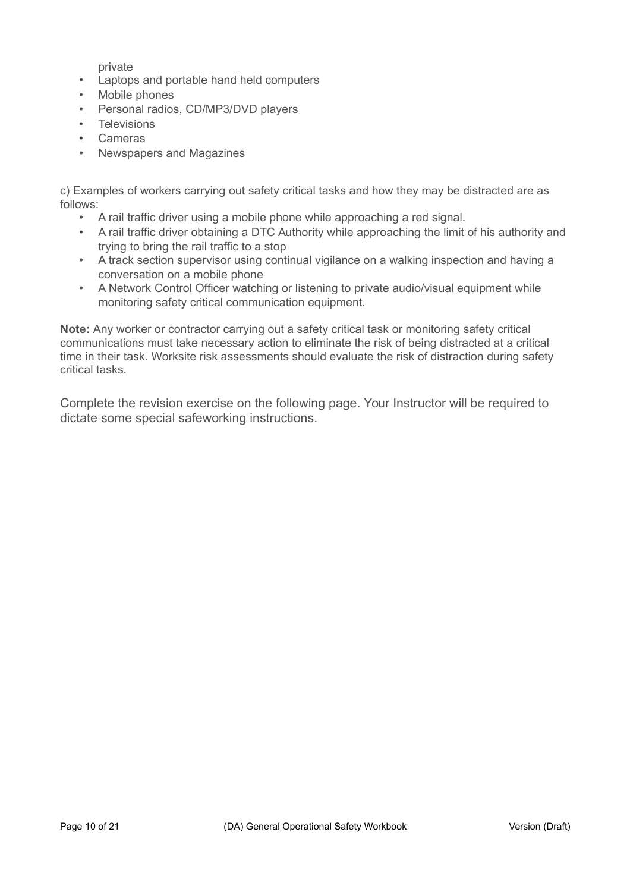private

- Laptops and portable hand held computers
- Mobile phones
- Personal radios, CD/MP3/DVD players
- Televisions
- Cameras
- Newspapers and Magazines

c) Examples of workers carrying out safety critical tasks and how they may be distracted are as follows:

- A rail traffic driver using a mobile phone while approaching a red signal.
- A rail traffic driver obtaining a DTC Authority while approaching the limit of his authority and trying to bring the rail traffic to a stop
- A track section supervisor using continual vigilance on a walking inspection and having a conversation on a mobile phone
- A Network Control Officer watching or listening to private audio/visual equipment while monitoring safety critical communication equipment.

**Note:** Any worker or contractor carrying out a safety critical task or monitoring safety critical communications must take necessary action to eliminate the risk of being distracted at a critical time in their task. Worksite risk assessments should evaluate the risk of distraction during safety critical tasks.

Complete the revision exercise on the following page. Your Instructor will be required to dictate some special safeworking instructions.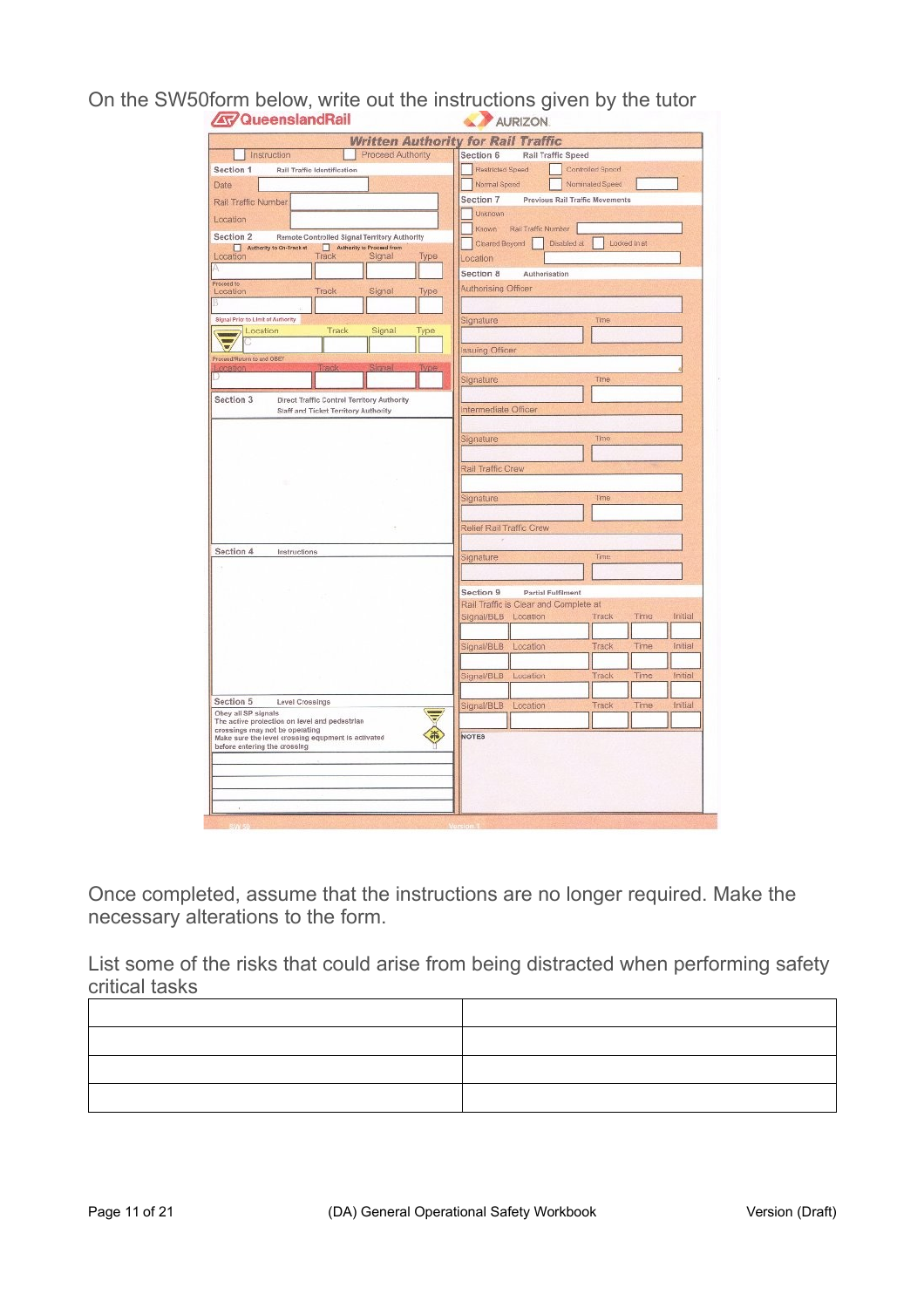On the SW50form below, write out the instructions given by the tutor

QueenslandRail AURIZON

**Written Authority for Rail Traffic**

☐ Instruction ☐ Proceed Authority

**Section 1** Rail Traffic Identification

Date

Rail Traffic Number

Location

**Section 2** Remote Controlled Signal Territory Authority

☐ Authority to On-Track at ☐ Authority to Proceed from

| Location | Track | Signal | Type |
|---|---|---|---|
| A | | | |

Proceed to

| Location | Track | Signal | Type |
|---|---|---|---|
| B | | | |

Signal Prior to Limit of Authority

| Location | Track | Signal | Type |
|---|---|---|---|
| C | | | |

Proceed/Return to and OBEY

| Location | Track | Signal | Type |
|---|---|---|---|
| D | | | |

**Section 3** Direct Traffic Control Territory Authority
Staff and Ticket Territory Authority

**Section 4** Instructions

**Section 5** Level Crossings

Obey all SP signals
The active protection on level and pedestrian crossings may not be operating
Make sure the level crossing equipment is activated before entering the crossing

**Section 6** Rail Traffic Speed

☐ Restricted Speed ☐ Controlled Speed
☐ Normal Speed ☐ Nominated Speed

**Section 7** Previous Rail Traffic Movements

☐ Unknown
☐ Known Rail Traffic Number
☐ Cleared Beyond ☐ Disabled at ☐ Locked in at

Location

**Section 8** Authorisation

Authorising Officer

Signature Time

Issuing Officer

Signature Time

Intermediate Officer

Signature Time

Rail Traffic Crew

Signature Time

Relief Rail Traffic Crew

Signature Time

**Section 9** Partial Fulfilment

Rail Traffic is Clear and Complete at

| Signal/BLB | Location | Track | Time | Initial |
|---|---|---|---|---|
| | | | | |
| | | | | |
| | | | | |
| | | | | |

NOTES

SW 50 Version 1

Once completed, assume that the instructions are no longer required. Make the necessary alterations to the form.

List some of the risks that could arise from being distracted when performing safety critical tasks

| | |
|---|---|
| | |
| | |
| | |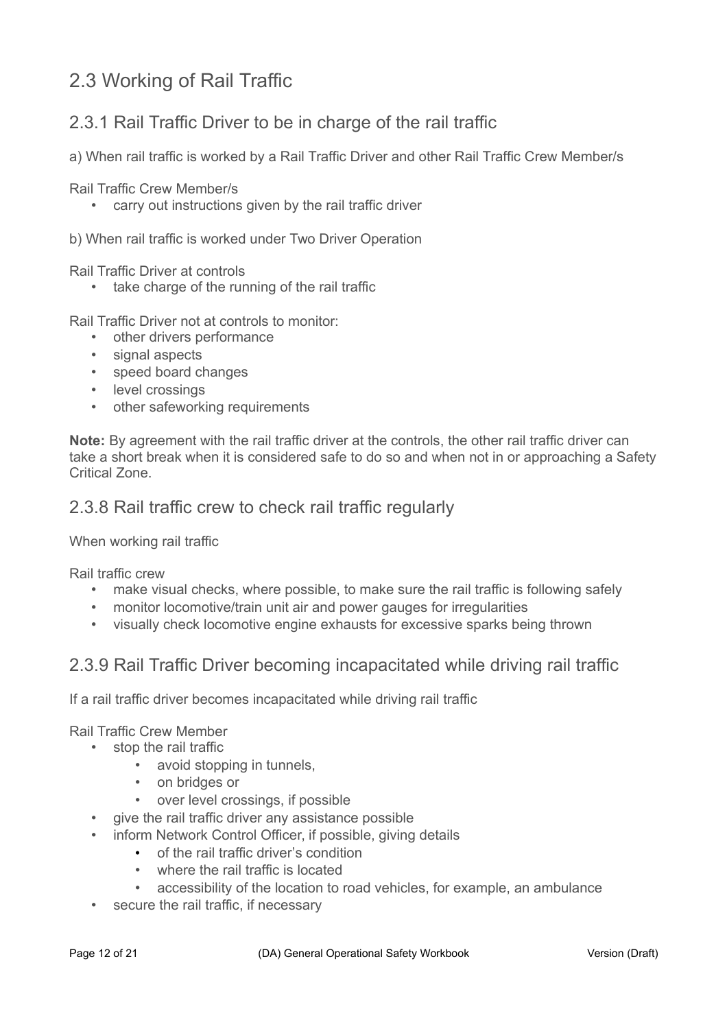## 2.3 Working of Rail Traffic

### 2.3.1 Rail Traffic Driver to be in charge of the rail traffic

a) When rail traffic is worked by a Rail Traffic Driver and other Rail Traffic Crew Member/s

Rail Traffic Crew Member/s

- carry out instructions given by the rail traffic driver

b) When rail traffic is worked under Two Driver Operation

Rail Traffic Driver at controls

- take charge of the running of the rail traffic

Rail Traffic Driver not at controls to monitor:

- other drivers performance
- signal aspects
- speed board changes
- level crossings
- other safeworking requirements

**Note:** By agreement with the rail traffic driver at the controls, the other rail traffic driver can take a short break when it is considered safe to do so and when not in or approaching a Safety Critical Zone.

### 2.3.8 Rail traffic crew to check rail traffic regularly

When working rail traffic

Rail traffic crew

- make visual checks, where possible, to make sure the rail traffic is following safely
- monitor locomotive/train unit air and power gauges for irregularities
- visually check locomotive engine exhausts for excessive sparks being thrown

### 2.3.9 Rail Traffic Driver becoming incapacitated while driving rail traffic

If a rail traffic driver becomes incapacitated while driving rail traffic

Rail Traffic Crew Member

- stop the rail traffic
  - avoid stopping in tunnels,
  - on bridges or
  - over level crossings, if possible
- give the rail traffic driver any assistance possible
- inform Network Control Officer, if possible, giving details
  - of the rail traffic driver's condition
  - where the rail traffic is located
  - accessibility of the location to road vehicles, for example, an ambulance
- secure the rail traffic, if necessary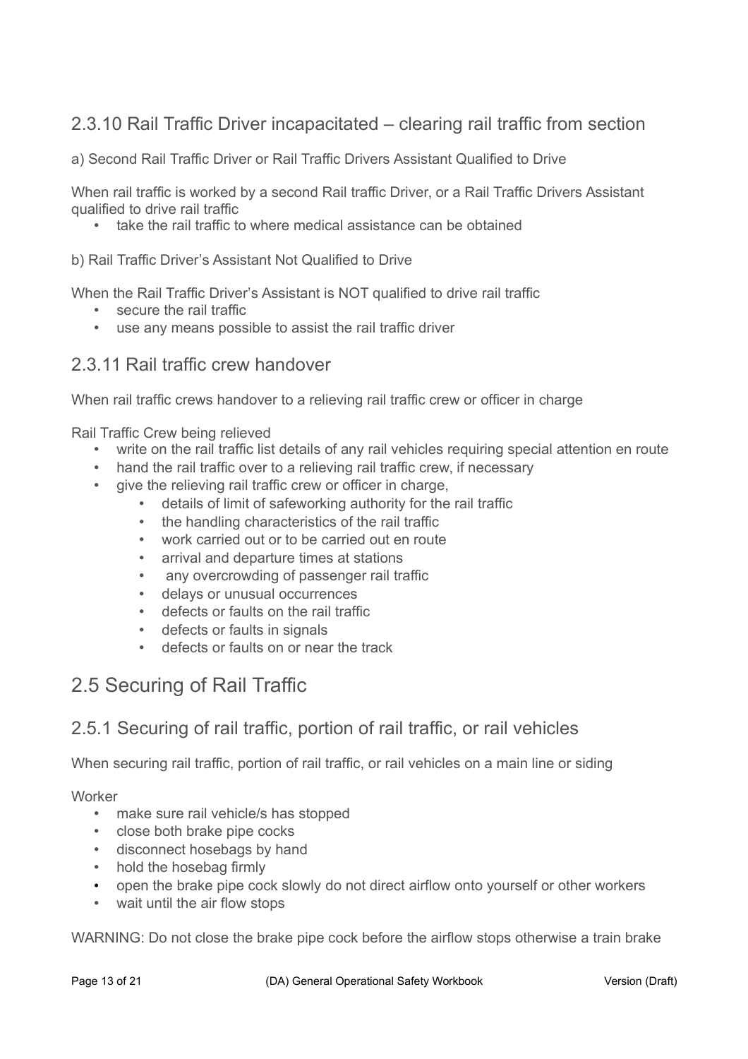### 2.3.10 Rail Traffic Driver incapacitated – clearing rail traffic from section

a) Second Rail Traffic Driver or Rail Traffic Drivers Assistant Qualified to Drive

When rail traffic is worked by a second Rail traffic Driver, or a Rail Traffic Drivers Assistant qualified to drive rail traffic

- take the rail traffic to where medical assistance can be obtained

b) Rail Traffic Driver's Assistant Not Qualified to Drive

When the Rail Traffic Driver's Assistant is NOT qualified to drive rail traffic

- secure the rail traffic
- use any means possible to assist the rail traffic driver

### 2.3.11 Rail traffic crew handover

When rail traffic crews handover to a relieving rail traffic crew or officer in charge

Rail Traffic Crew being relieved

- write on the rail traffic list details of any rail vehicles requiring special attention en route
- hand the rail traffic over to a relieving rail traffic crew, if necessary
- give the relieving rail traffic crew or officer in charge,
    - details of limit of safeworking authority for the rail traffic
    - the handling characteristics of the rail traffic
    - work carried out or to be carried out en route
    - arrival and departure times at stations
    - any overcrowding of passenger rail traffic
    - delays or unusual occurrences
    - defects or faults on the rail traffic
    - defects or faults in signals
    - defects or faults on or near the track

## 2.5 Securing of Rail Traffic

### 2.5.1 Securing of rail traffic, portion of rail traffic, or rail vehicles

When securing rail traffic, portion of rail traffic, or rail vehicles on a main line or siding

Worker

- make sure rail vehicle/s has stopped
- close both brake pipe cocks
- disconnect hosebags by hand
- hold the hosebag firmly
- open the brake pipe cock slowly do not direct airflow onto yourself or other workers
- wait until the air flow stops

WARNING: Do not close the brake pipe cock before the airflow stops otherwise a train brake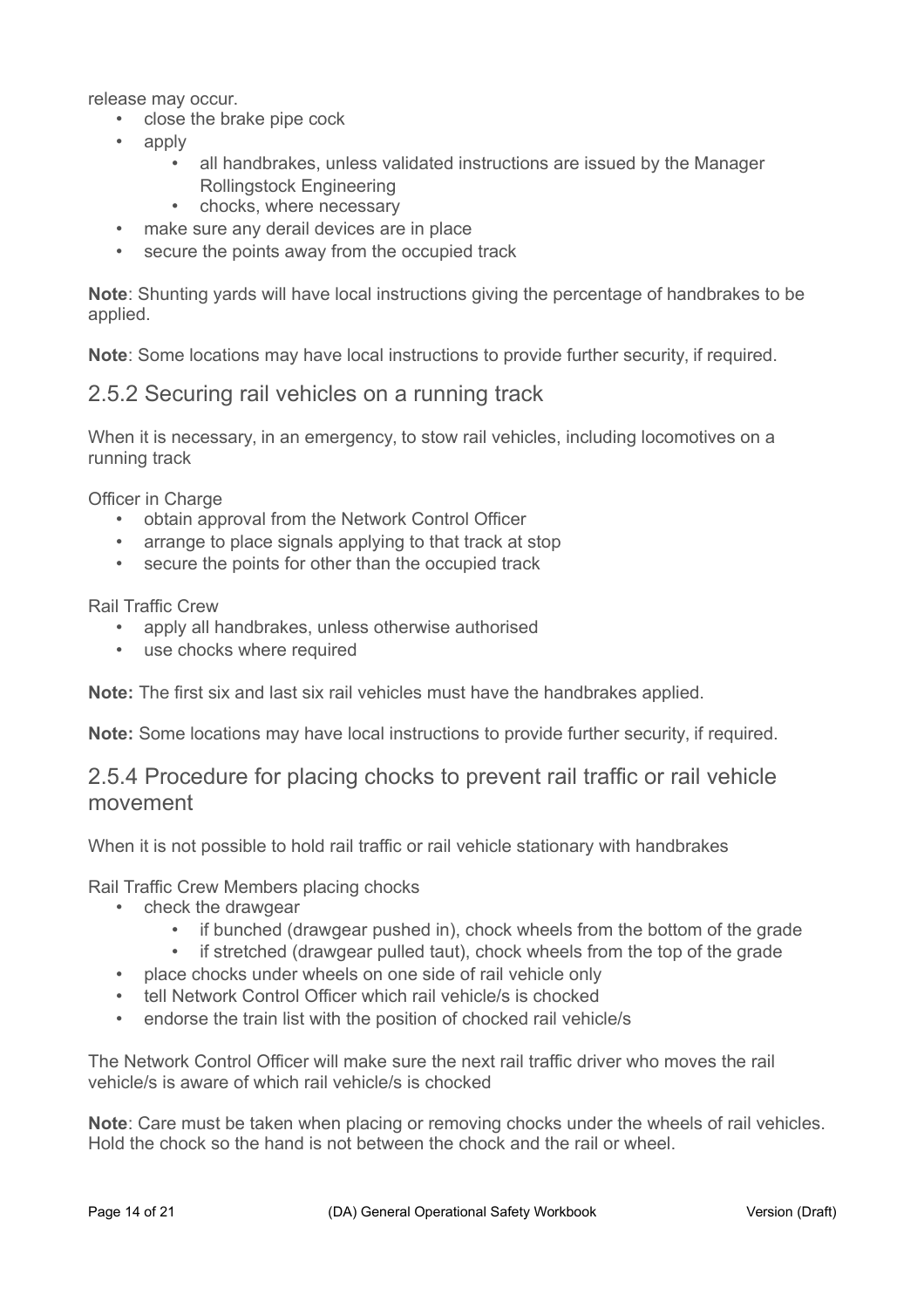release may occur.

- close the brake pipe cock
- apply
    - all handbrakes, unless validated instructions are issued by the Manager Rollingstock Engineering
    - chocks, where necessary
- make sure any derail devices are in place
- secure the points away from the occupied track

**Note**: Shunting yards will have local instructions giving the percentage of handbrakes to be applied.

**Note**: Some locations may have local instructions to provide further security, if required.

## 2.5.2 Securing rail vehicles on a running track

When it is necessary, in an emergency, to stow rail vehicles, including locomotives on a running track

Officer in Charge

- obtain approval from the Network Control Officer
- arrange to place signals applying to that track at stop
- secure the points for other than the occupied track

Rail Traffic Crew

- apply all handbrakes, unless otherwise authorised
- use chocks where required

**Note:** The first six and last six rail vehicles must have the handbrakes applied.

**Note:** Some locations may have local instructions to provide further security, if required.

## 2.5.4 Procedure for placing chocks to prevent rail traffic or rail vehicle movement

When it is not possible to hold rail traffic or rail vehicle stationary with handbrakes

Rail Traffic Crew Members placing chocks

- check the drawgear
    - if bunched (drawgear pushed in), chock wheels from the bottom of the grade
    - if stretched (drawgear pulled taut), chock wheels from the top of the grade
- place chocks under wheels on one side of rail vehicle only
- tell Network Control Officer which rail vehicle/s is chocked
- endorse the train list with the position of chocked rail vehicle/s

The Network Control Officer will make sure the next rail traffic driver who moves the rail vehicle/s is aware of which rail vehicle/s is chocked

**Note**: Care must be taken when placing or removing chocks under the wheels of rail vehicles. Hold the chock so the hand is not between the chock and the rail or wheel.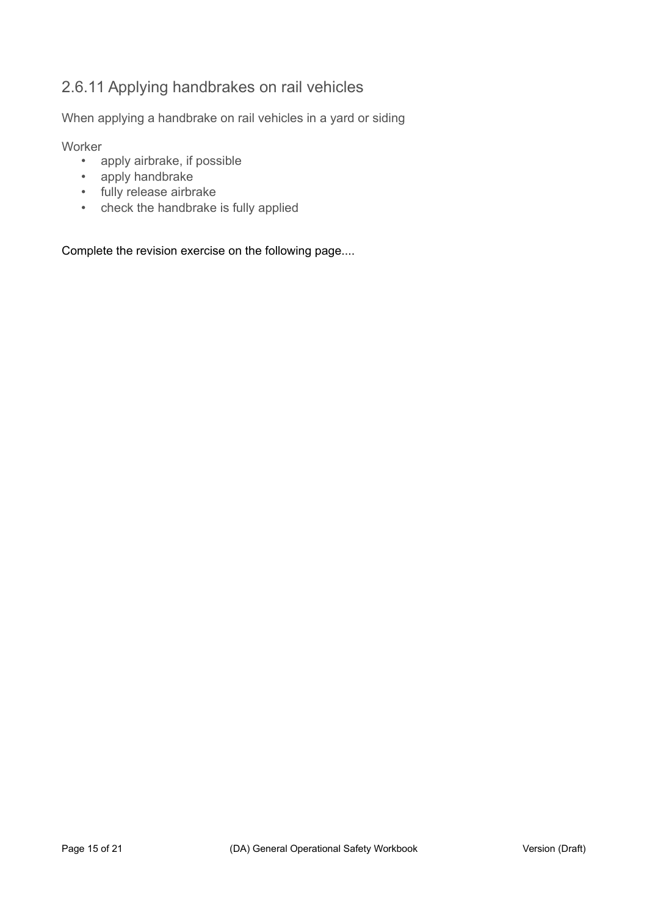## 2.6.11 Applying handbrakes on rail vehicles

When applying a handbrake on rail vehicles in a yard or siding

Worker

- apply airbrake, if possible
- apply handbrake
- fully release airbrake
- check the handbrake is fully applied

Complete the revision exercise on the following page....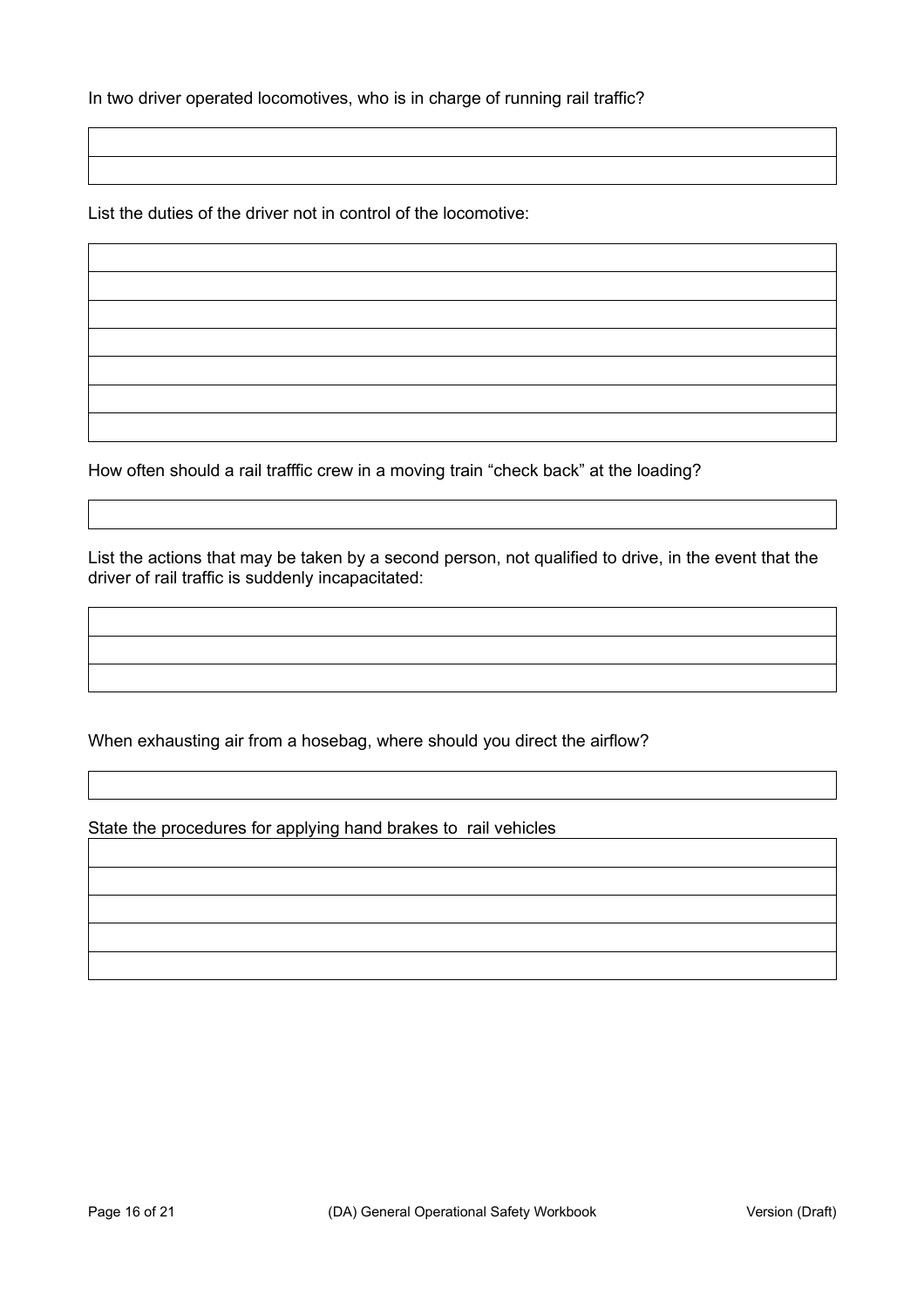In two driver operated locomotives, who is in charge of running rail traffic?

| |
|---|
| |
| |

List the duties of the driver not in control of the locomotive:

| |
|---|
| |
| |
| |
| |
| |
| |
| |

How often should a rail trafffic crew in a moving train "check back" at the loading?

| |
|---|
| |

List the actions that may be taken by a second person, not qualified to drive, in the event that the driver of rail traffic is suddenly incapacitated:

| |
|---|
| |
| |
| |

When exhausting air from a hosebag, where should you direct the airflow?

| |
|---|
| |

State the procedures for applying hand brakes to rail vehicles

| |
|---|
| |
| |
| |
| |
| |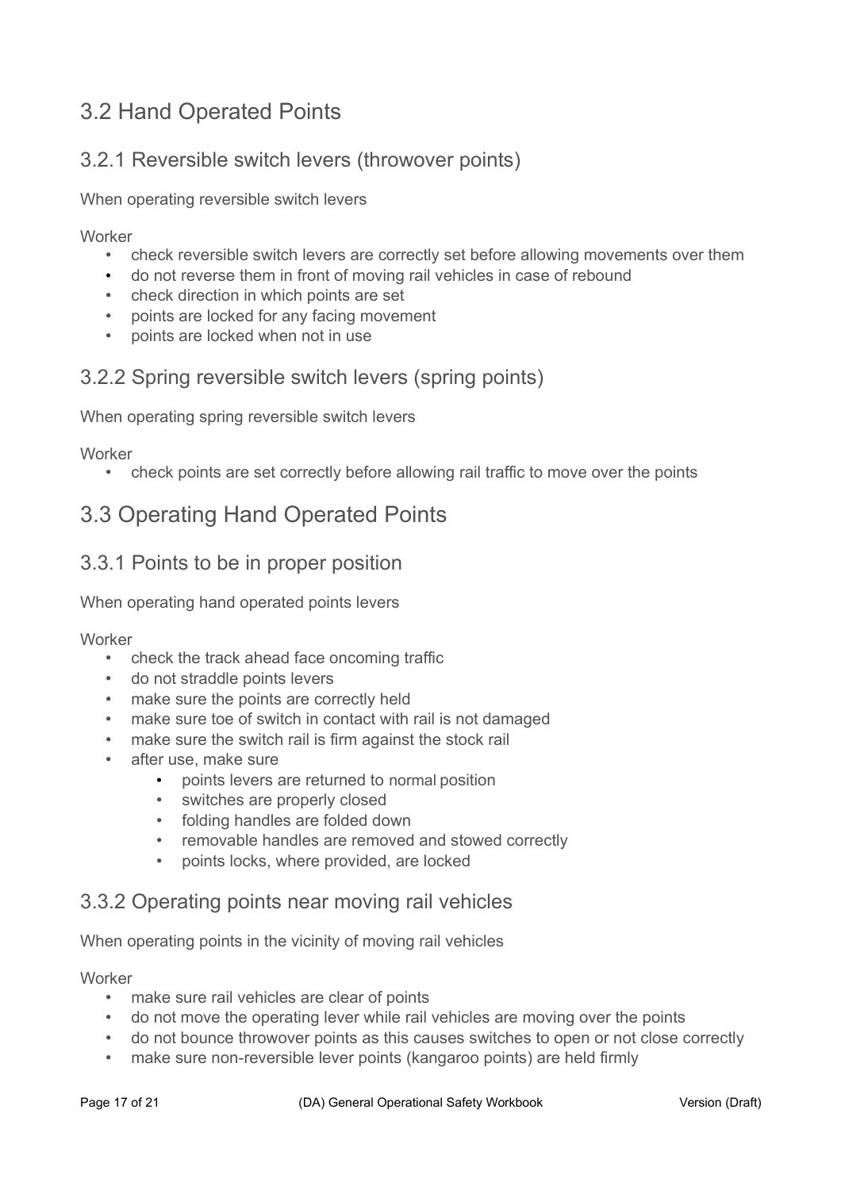## 3.2 Hand Operated Points

### 3.2.1 Reversible switch levers (throwover points)

When operating reversible switch levers

Worker

- check reversible switch levers are correctly set before allowing movements over them
- do not reverse them in front of moving rail vehicles in case of rebound
- check direction in which points are set
- points are locked for any facing movement
- points are locked when not in use

### 3.2.2 Spring reversible switch levers (spring points)

When operating spring reversible switch levers

Worker

- check points are set correctly before allowing rail traffic to move over the points

## 3.3 Operating Hand Operated Points

### 3.3.1 Points to be in proper position

When operating hand operated points levers

Worker

- check the track ahead face oncoming traffic
- do not straddle points levers
- make sure the points are correctly held
- make sure toe of switch in contact with rail is not damaged
- make sure the switch rail is firm against the stock rail
- after use, make sure
  - points levers are returned to normal position
  - switches are properly closed
  - folding handles are folded down
  - removable handles are removed and stowed correctly
  - points locks, where provided, are locked

### 3.3.2 Operating points near moving rail vehicles

When operating points in the vicinity of moving rail vehicles

Worker

- make sure rail vehicles are clear of points
- do not move the operating lever while rail vehicles are moving over the points
- do not bounce throwover points as this causes switches to open or not close correctly
- make sure non-reversible lever points (kangaroo points) are held firmly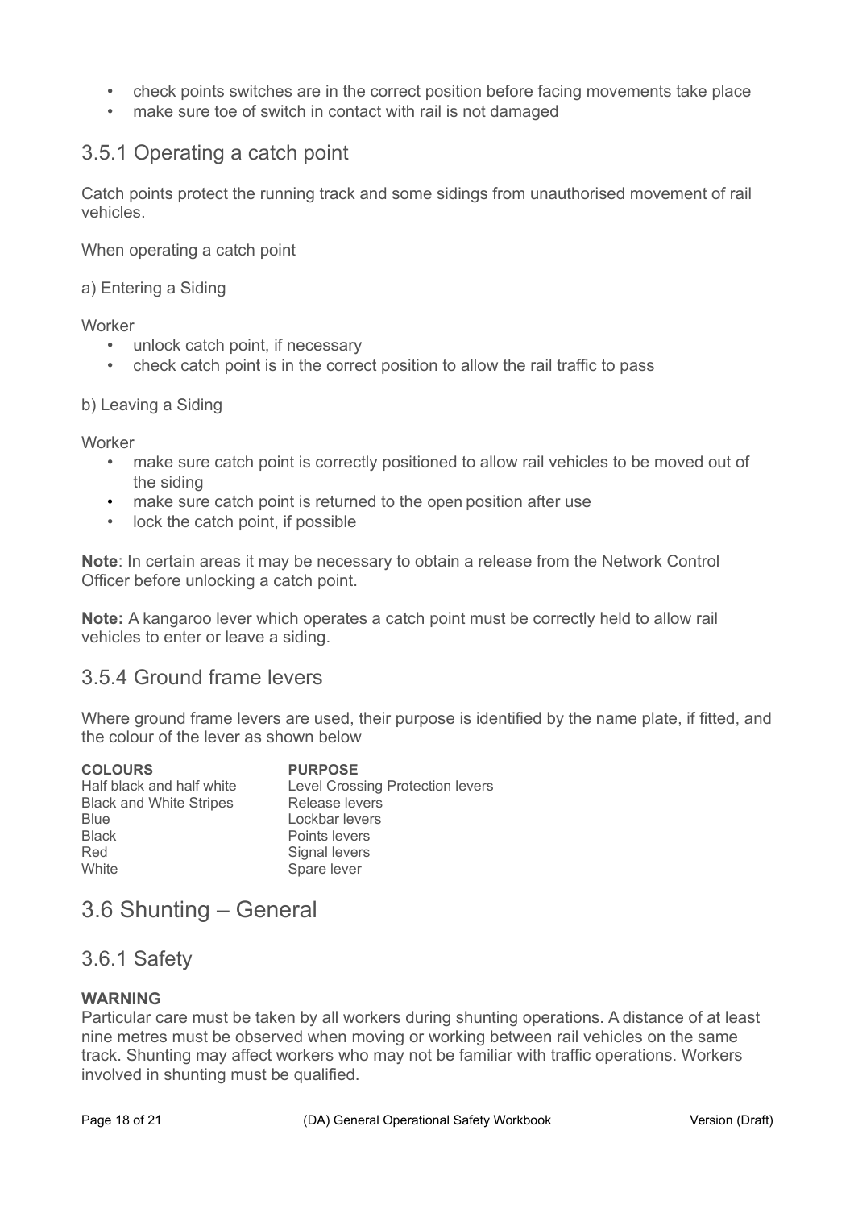- check points switches are in the correct position before facing movements take place
- make sure toe of switch in contact with rail is not damaged

## 3.5.1 Operating a catch point

Catch points protect the running track and some sidings from unauthorised movement of rail vehicles.

When operating a catch point

a) Entering a Siding

Worker

- unlock catch point, if necessary
- check catch point is in the correct position to allow the rail traffic to pass

b) Leaving a Siding

Worker

- make sure catch point is correctly positioned to allow rail vehicles to be moved out of the siding
- make sure catch point is returned to the open position after use
- lock the catch point, if possible

**Note**: In certain areas it may be necessary to obtain a release from the Network Control Officer before unlocking a catch point.

**Note:** A kangaroo lever which operates a catch point must be correctly held to allow rail vehicles to enter or leave a siding.

## 3.5.4 Ground frame levers

Where ground frame levers are used, their purpose is identified by the name plate, if fitted, and the colour of the lever as shown below

| COLOURS | PURPOSE |
| --- | --- |
| Half black and half white | Level Crossing Protection levers |
| Black and White Stripes | Release levers |
| Blue | Lockbar levers |
| Black | Points levers |
| Red | Signal levers |
| White | Spare lever |

# 3.6 Shunting – General

## 3.6.1 Safety

**WARNING**
Particular care must be taken by all workers during shunting operations. A distance of at least nine metres must be observed when moving or working between rail vehicles on the same track. Shunting may affect workers who may not be familiar with traffic operations. Workers involved in shunting must be qualified.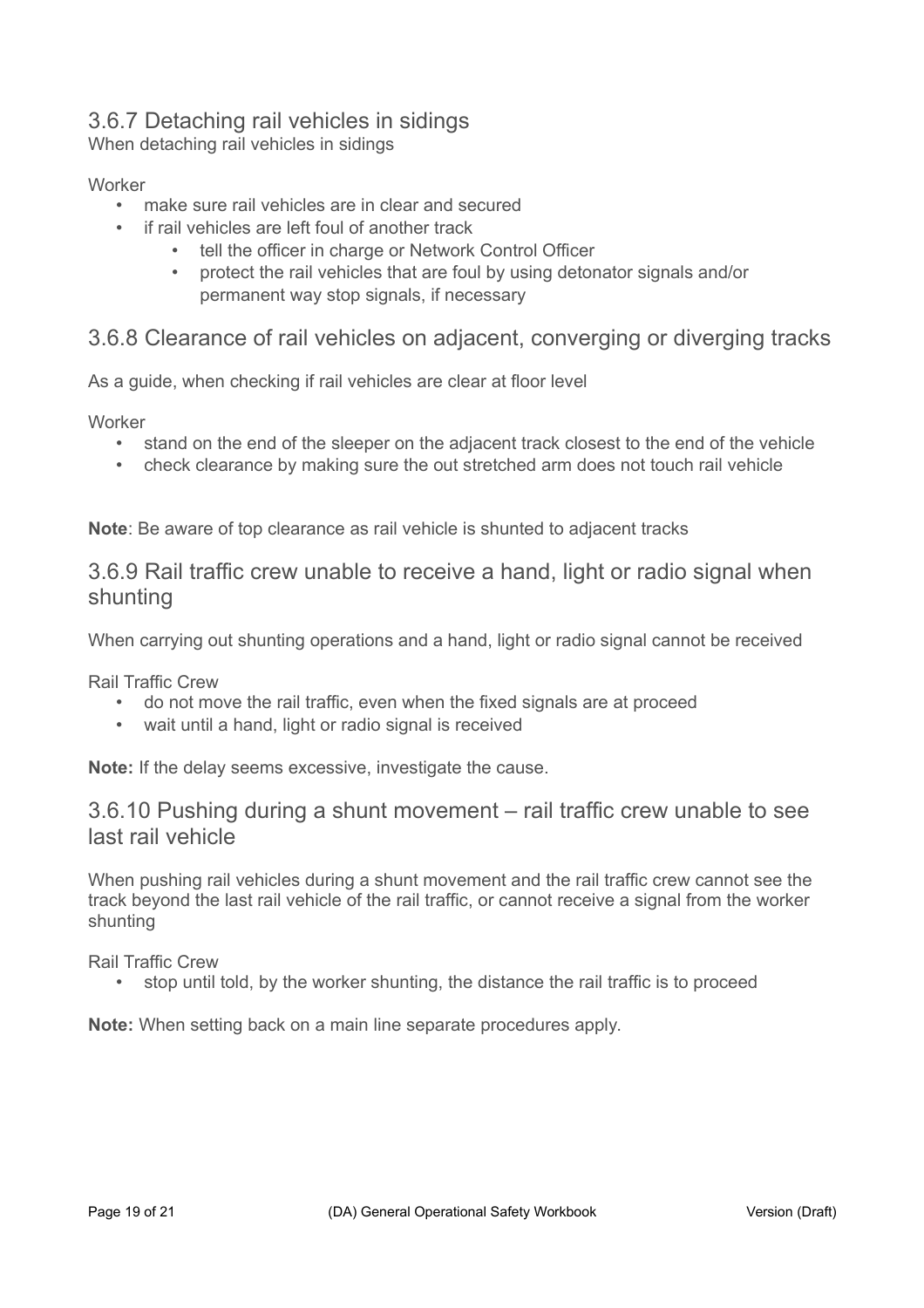### 3.6.7 Detaching rail vehicles in sidings

When detaching rail vehicles in sidings

Worker

- make sure rail vehicles are in clear and secured
- if rail vehicles are left foul of another track
    - tell the officer in charge or Network Control Officer
    - protect the rail vehicles that are foul by using detonator signals and/or permanent way stop signals, if necessary

### 3.6.8 Clearance of rail vehicles on adjacent, converging or diverging tracks

As a guide, when checking if rail vehicles are clear at floor level

Worker

- stand on the end of the sleeper on the adjacent track closest to the end of the vehicle
- check clearance by making sure the out stretched arm does not touch rail vehicle

**Note**: Be aware of top clearance as rail vehicle is shunted to adjacent tracks

### 3.6.9 Rail traffic crew unable to receive a hand, light or radio signal when shunting

When carrying out shunting operations and a hand, light or radio signal cannot be received

Rail Traffic Crew

- do not move the rail traffic, even when the fixed signals are at proceed
- wait until a hand, light or radio signal is received

**Note:** If the delay seems excessive, investigate the cause.

### 3.6.10 Pushing during a shunt movement – rail traffic crew unable to see last rail vehicle

When pushing rail vehicles during a shunt movement and the rail traffic crew cannot see the track beyond the last rail vehicle of the rail traffic, or cannot receive a signal from the worker shunting

Rail Traffic Crew

- stop until told, by the worker shunting, the distance the rail traffic is to proceed

**Note:** When setting back on a main line separate procedures apply.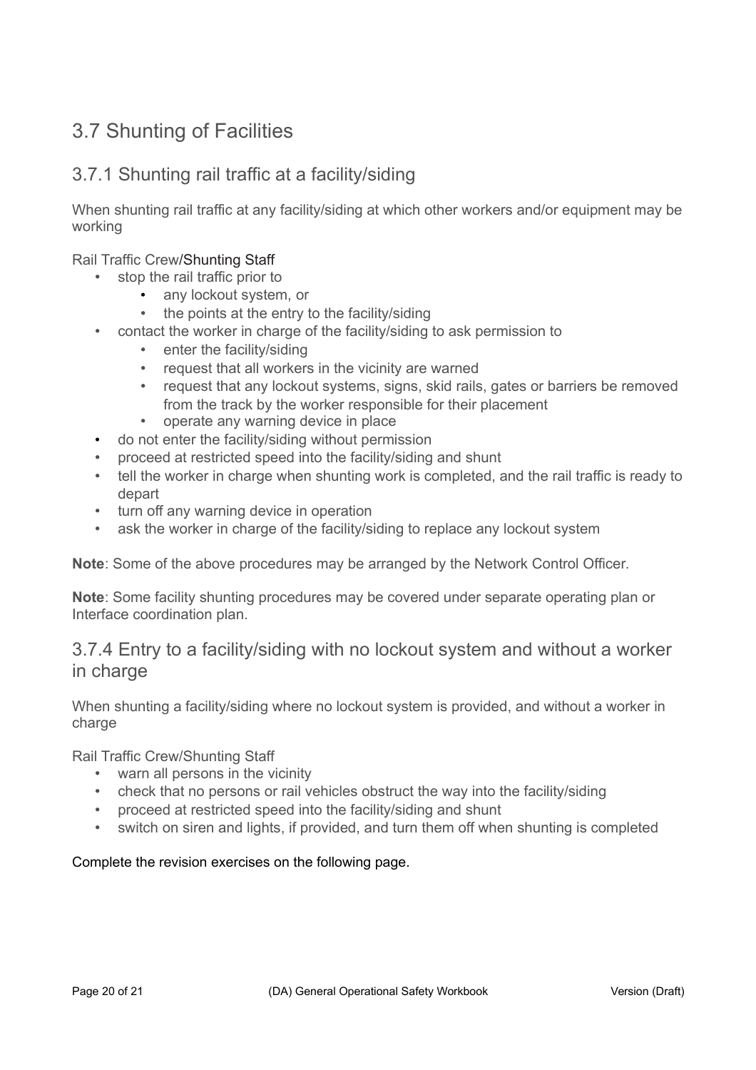## 3.7 Shunting of Facilities

### 3.7.1 Shunting rail traffic at a facility/siding

When shunting rail traffic at any facility/siding at which other workers and/or equipment may be working

Rail Traffic Crew/Shunting Staff

- stop the rail traffic prior to
  - any lockout system, or
  - the points at the entry to the facility/siding
- contact the worker in charge of the facility/siding to ask permission to
  - enter the facility/siding
  - request that all workers in the vicinity are warned
  - request that any lockout systems, signs, skid rails, gates or barriers be removed from the track by the worker responsible for their placement
  - operate any warning device in place
- do not enter the facility/siding without permission
- proceed at restricted speed into the facility/siding and shunt
- tell the worker in charge when shunting work is completed, and the rail traffic is ready to depart
- turn off any warning device in operation
- ask the worker in charge of the facility/siding to replace any lockout system

**Note**: Some of the above procedures may be arranged by the Network Control Officer.

**Note**: Some facility shunting procedures may be covered under separate operating plan or Interface coordination plan.

### 3.7.4 Entry to a facility/siding with no lockout system and without a worker in charge

When shunting a facility/siding where no lockout system is provided, and without a worker in charge

Rail Traffic Crew/Shunting Staff

- warn all persons in the vicinity
- check that no persons or rail vehicles obstruct the way into the facility/siding
- proceed at restricted speed into the facility/siding and shunt
- switch on siren and lights, if provided, and turn them off when shunting is completed

Complete the revision exercises on the following page.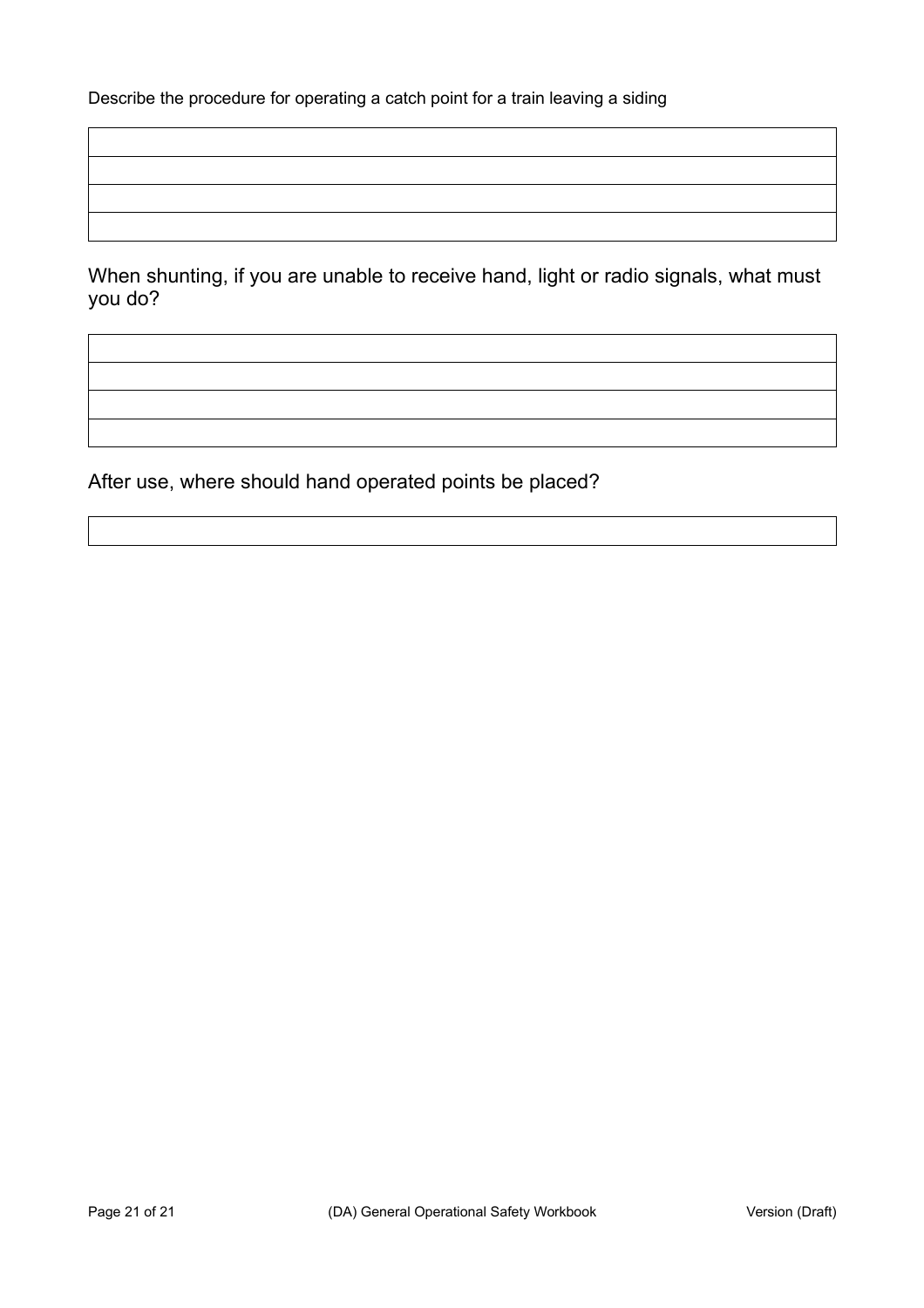Describe the procedure for operating a catch point for a train leaving a siding

| |
|---|
| |
| |
| |
| |

When shunting, if you are unable to receive hand, light or radio signals, what must you do?

| |
|---|
| |
| |
| |
| |

After use, where should hand operated points be placed?

| |
|---|
| |